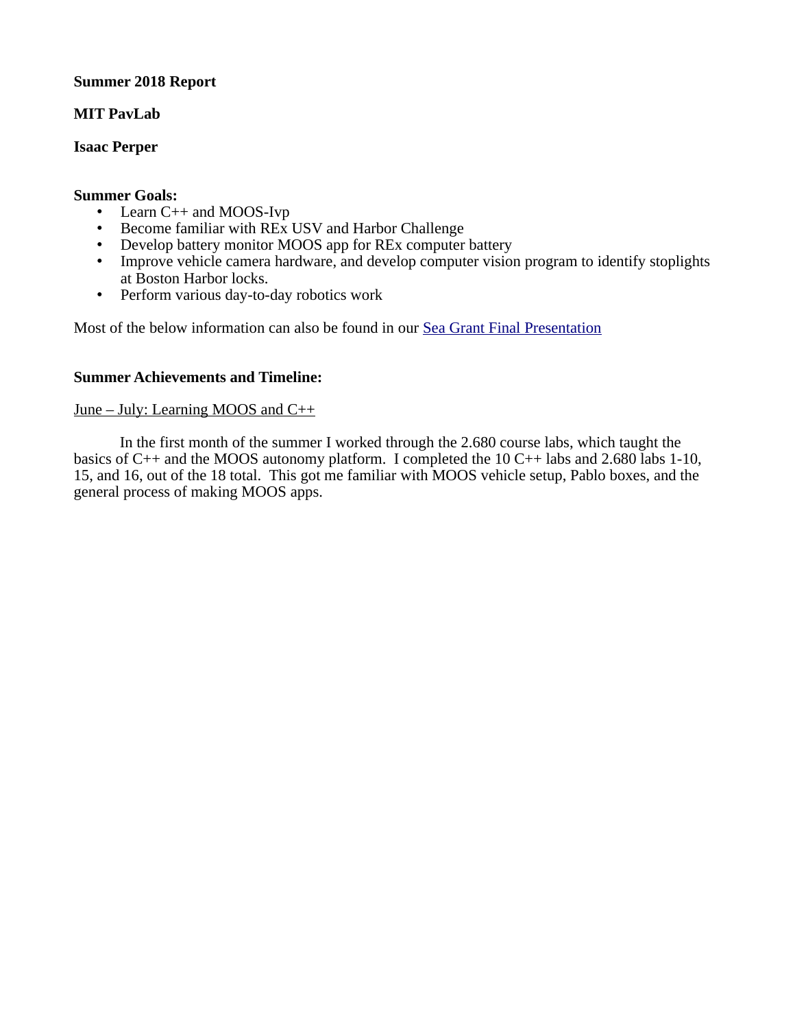**Summer 2018 Report**

**MIT PavLab**

**Isaac Perper**

**Summer Goals:**

- Learn C++ and MOOS-Ivp
- Become familiar with REx USV and Harbor Challenge
- Develop battery monitor MOOS app for REx computer battery
- Improve vehicle camera hardware, and develop computer vision program to identify stoplights at Boston Harbor locks.
- Perform various day-to-day robotics work

Most of the below information can also be found in our Sea Grant Final Presentation

**Summer Achievements and Timeline:**

June – July: Learning MOOS and C++

In the first month of the summer I worked through the 2.680 course labs, which taught the basics of C++ and the MOOS autonomy platform. I completed the 10 C++ labs and 2.680 labs 1-10, 15, and 16, out of the 18 total. This got me familiar with MOOS vehicle setup, Pablo boxes, and the general process of making MOOS apps.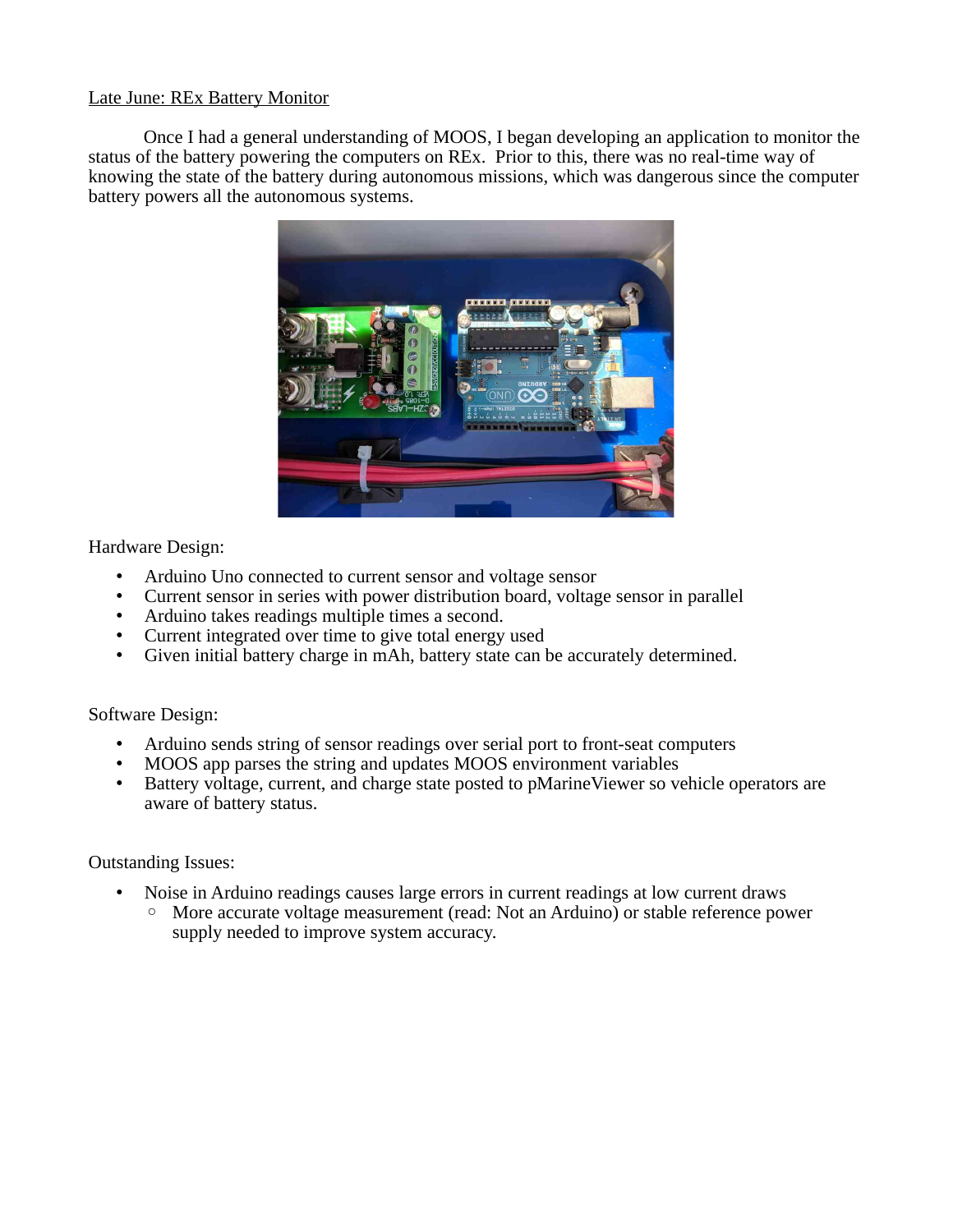Late June: REx Battery Monitor

Once I had a general understanding of MOOS, I began developing an application to monitor the status of the battery powering the computers on REx. Prior to this, there was no real-time way of knowing the state of the battery during autonomous missions, which was dangerous since the computer battery powers all the autonomous systems.

Hardware Design:

- Arduino Uno connected to current sensor and voltage sensor
- Current sensor in series with power distribution board, voltage sensor in parallel
- Arduino takes readings multiple times a second.
- Current integrated over time to give total energy used
- Given initial battery charge in mAh, battery state can be accurately determined.

Software Design:

- Arduino sends string of sensor readings over serial port to front-seat computers
- MOOS app parses the string and updates MOOS environment variables
- Battery voltage, current, and charge state posted to pMarineViewer so vehicle operators are aware of battery status.

Outstanding Issues:

- Noise in Arduino readings causes large errors in current readings at low current draws
  - More accurate voltage measurement (read: Not an Arduino) or stable reference power supply needed to improve system accuracy.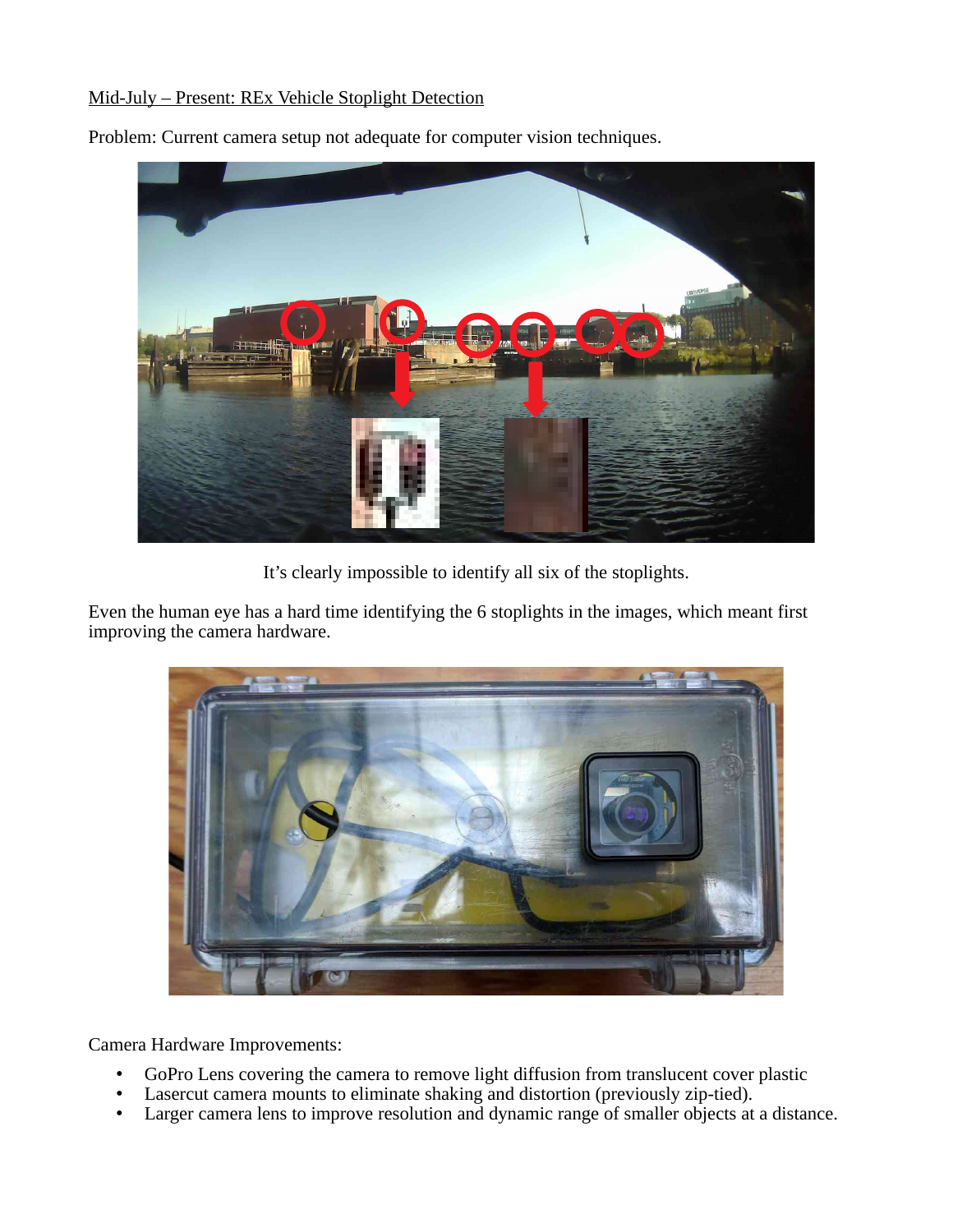Mid-July – Present: REx Vehicle Stoplight Detection

Problem: Current camera setup not adequate for computer vision techniques.

It's clearly impossible to identify all six of the stoplights.

Even the human eye has a hard time identifying the 6 stoplights in the images, which meant first improving the camera hardware.

Camera Hardware Improvements:

- GoPro Lens covering the camera to remove light diffusion from translucent cover plastic
- Lasercut camera mounts to eliminate shaking and distortion (previously zip-tied).
- Larger camera lens to improve resolution and dynamic range of smaller objects at a distance.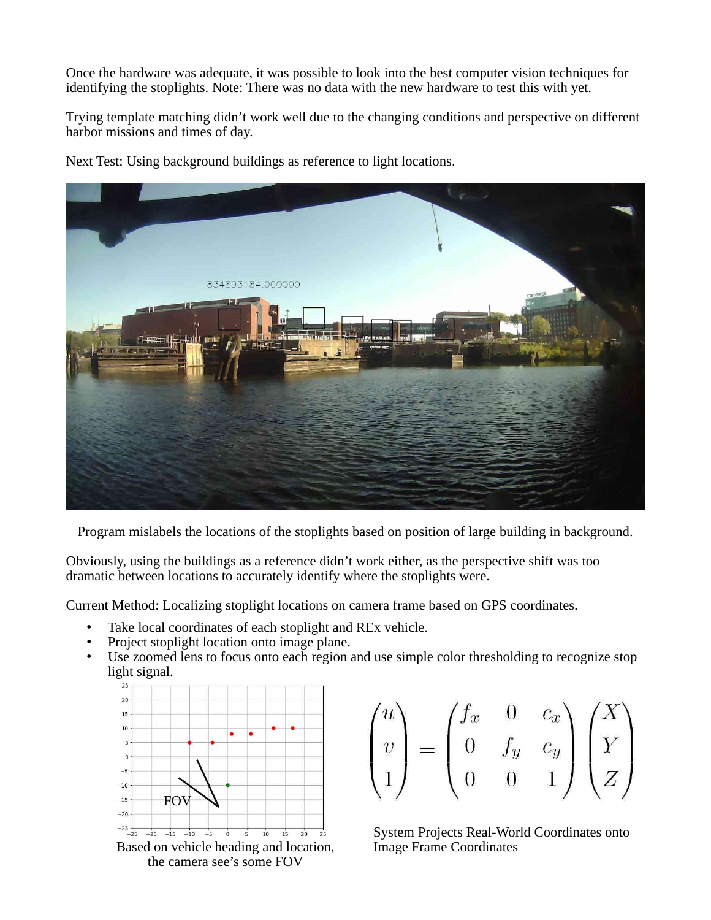Once the hardware was adequate, it was possible to look into the best computer vision techniques for identifying the stoplights. Note: There was no data with the new hardware to test this with yet.

Trying template matching didn't work well due to the changing conditions and perspective on different harbor missions and times of day.

Next Test: Using background buildings as reference to light locations.

Program mislabels the locations of the stoplights based on position of large building in background.

Obviously, using the buildings as a reference didn't work either, as the perspective shift was too dramatic between locations to accurately identify where the stoplights were.

Current Method: Localizing stoplight locations on camera frame based on GPS coordinates.

- Take local coordinates of each stoplight and REx vehicle.
- Project stoplight location onto image plane.
- Use zoomed lens to focus onto each region and use simple color thresholding to recognize stop light signal.

Based on vehicle heading and location, the camera see's some FOV

$$\begin{pmatrix} u \\ v \\ 1 \end{pmatrix} = \begin{pmatrix} f_x & 0 & c_x \\ 0 & f_y & c_y \\ 0 & 0 & 1 \end{pmatrix} \begin{pmatrix} X \\ Y \\ Z \end{pmatrix}$$

System Projects Real-World Coordinates onto Image Frame Coordinates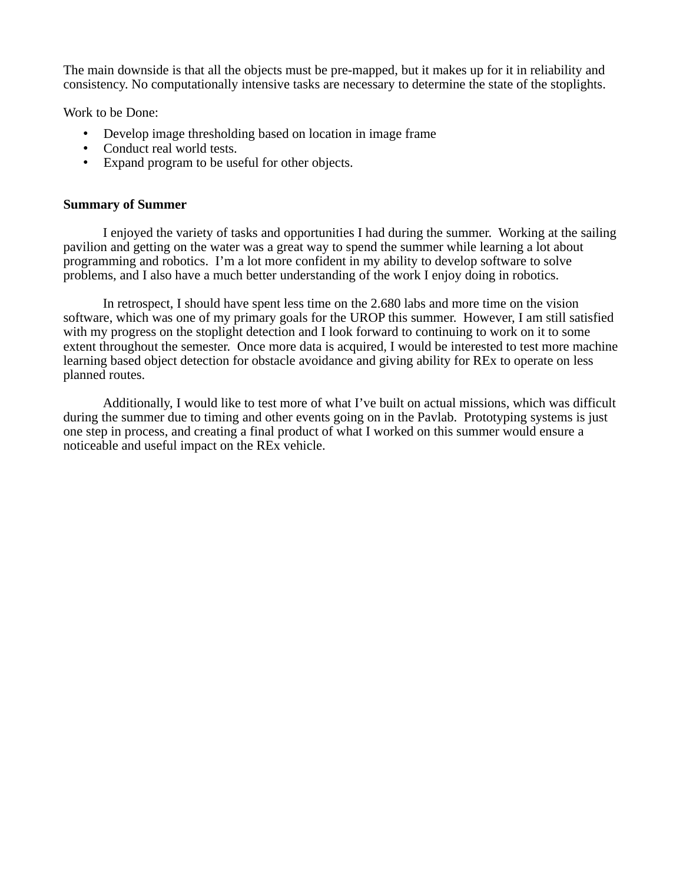The main downside is that all the objects must be pre-mapped, but it makes up for it in reliability and consistency. No computationally intensive tasks are necessary to determine the state of the stoplights.

Work to be Done:

- Develop image thresholding based on location in image frame
- Conduct real world tests.
- Expand program to be useful for other objects.

**Summary of Summer**

I enjoyed the variety of tasks and opportunities I had during the summer. Working at the sailing pavilion and getting on the water was a great way to spend the summer while learning a lot about programming and robotics. I'm a lot more confident in my ability to develop software to solve problems, and I also have a much better understanding of the work I enjoy doing in robotics.

In retrospect, I should have spent less time on the 2.680 labs and more time on the vision software, which was one of my primary goals for the UROP this summer. However, I am still satisfied with my progress on the stoplight detection and I look forward to continuing to work on it to some extent throughout the semester. Once more data is acquired, I would be interested to test more machine learning based object detection for obstacle avoidance and giving ability for REx to operate on less planned routes.

Additionally, I would like to test more of what I've built on actual missions, which was difficult during the summer due to timing and other events going on in the Pavlab. Prototyping systems is just one step in process, and creating a final product of what I worked on this summer would ensure a noticeable and useful impact on the REx vehicle.